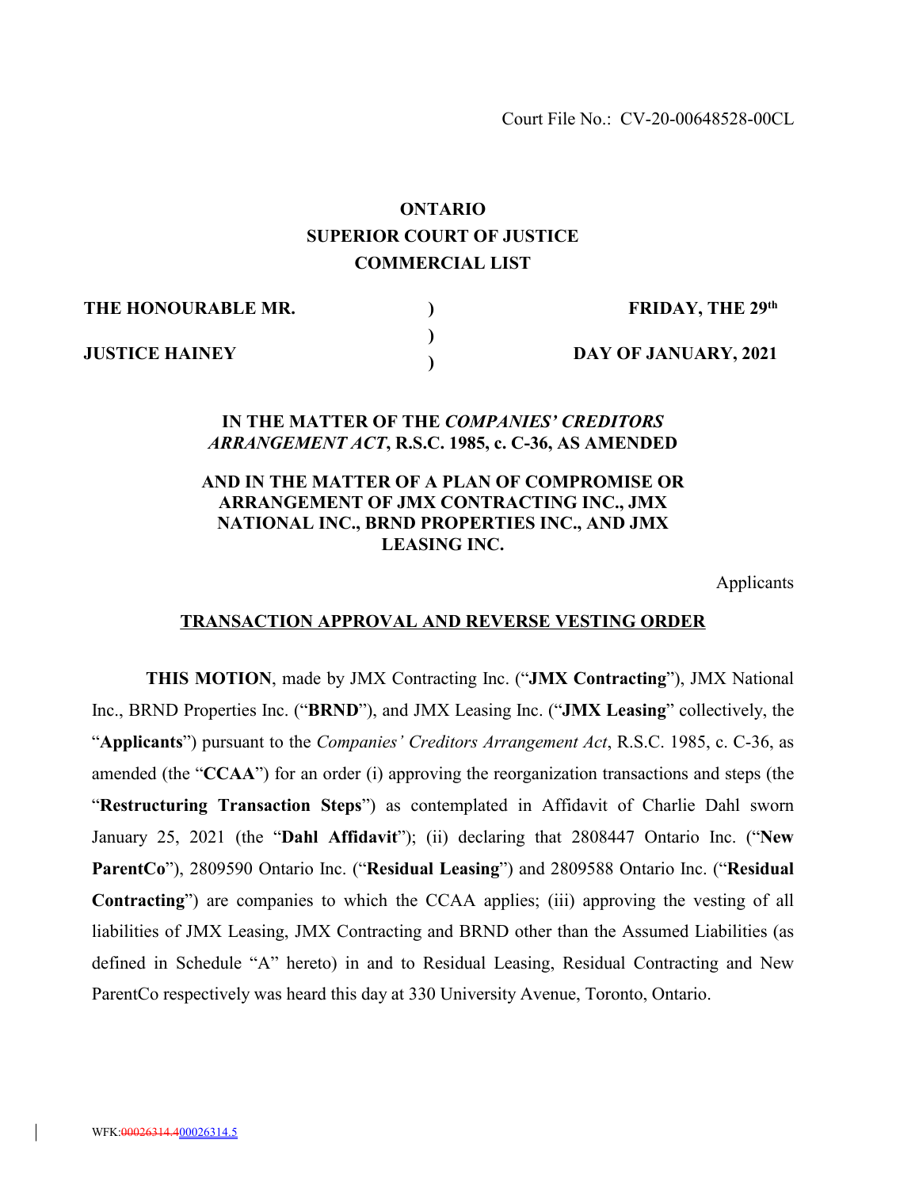Court File No.: CV-20-00648528-00CL

**ONTARIO**
**SUPERIOR COURT OF JUSTICE**
**COMMERCIAL LIST**

| | | |
|---|---|---|
| **THE HONOURABLE MR.** | ) | **FRIDAY, THE 29th** |
| | ) | |
| **JUSTICE HAINEY** | ) | **DAY OF JANUARY, 2021** |

**IN THE MATTER OF THE *COMPANIES' CREDITORS ARRANGEMENT ACT*, R.S.C. 1985, c. C-36, AS AMENDED**

**AND IN THE MATTER OF A PLAN OF COMPROMISE OR ARRANGEMENT OF JMX CONTRACTING INC., JMX NATIONAL INC., BRND PROPERTIES INC., AND JMX LEASING INC.**

Applicants

**TRANSACTION APPROVAL AND REVERSE VESTING ORDER**

**THIS MOTION**, made by JMX Contracting Inc. ("**JMX Contracting**"), JMX National Inc., BRND Properties Inc. ("**BRND**"), and JMX Leasing Inc. ("**JMX Leasing**" collectively, the "**Applicants**") pursuant to the *Companies' Creditors Arrangement Act*, R.S.C. 1985, c. C-36, as amended (the "**CCAA**") for an order (i) approving the reorganization transactions and steps (the "**Restructuring Transaction Steps**") as contemplated in Affidavit of Charlie Dahl sworn January 25, 2021 (the "**Dahl Affidavit**"); (ii) declaring that 2808447 Ontario Inc. ("**New ParentCo**"), 2809590 Ontario Inc. ("**Residual Leasing**") and 2809588 Ontario Inc. ("**Residual Contracting**") are companies to which the CCAA applies; (iii) approving the vesting of all liabilities of JMX Leasing, JMX Contracting and BRND other than the Assumed Liabilities (as defined in Schedule "A" hereto) in and to Residual Leasing, Residual Contracting and New ParentCo respectively was heard this day at 330 University Avenue, Toronto, Ontario.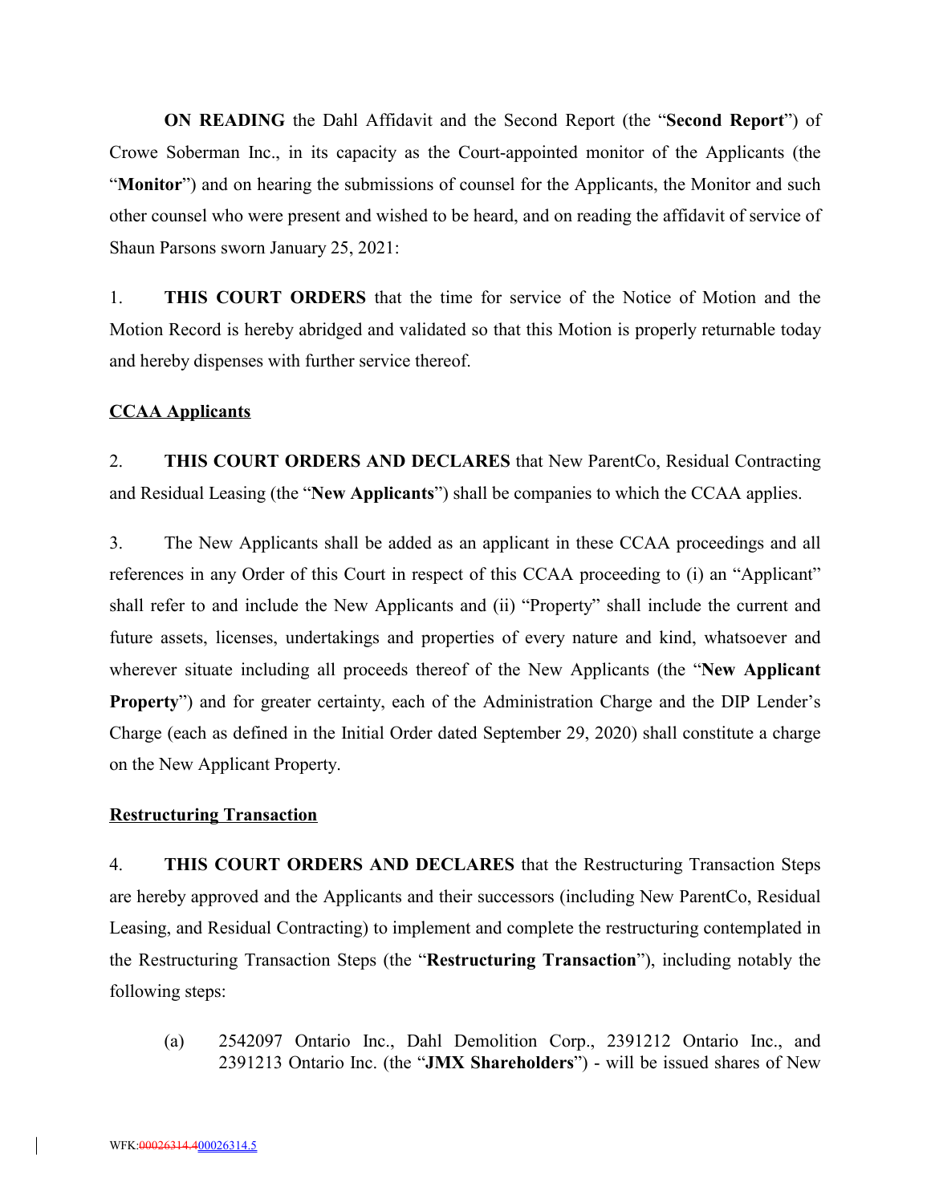**ON READING** the Dahl Affidavit and the Second Report (the "**Second Report**") of Crowe Soberman Inc., in its capacity as the Court-appointed monitor of the Applicants (the "**Monitor**") and on hearing the submissions of counsel for the Applicants, the Monitor and such other counsel who were present and wished to be heard, and on reading the affidavit of service of Shaun Parsons sworn January 25, 2021:

1. **THIS COURT ORDERS** that the time for service of the Notice of Motion and the Motion Record is hereby abridged and validated so that this Motion is properly returnable today and hereby dispenses with further service thereof.

**CCAA Applicants**

2. **THIS COURT ORDERS AND DECLARES** that New ParentCo, Residual Contracting and Residual Leasing (the "**New Applicants**") shall be companies to which the CCAA applies.

3. The New Applicants shall be added as an applicant in these CCAA proceedings and all references in any Order of this Court in respect of this CCAA proceeding to (i) an "Applicant" shall refer to and include the New Applicants and (ii) "Property" shall include the current and future assets, licenses, undertakings and properties of every nature and kind, whatsoever and wherever situate including all proceeds thereof of the New Applicants (the "**New Applicant Property**") and for greater certainty, each of the Administration Charge and the DIP Lender's Charge (each as defined in the Initial Order dated September 29, 2020) shall constitute a charge on the New Applicant Property.

**Restructuring Transaction**

4. **THIS COURT ORDERS AND DECLARES** that the Restructuring Transaction Steps are hereby approved and the Applicants and their successors (including New ParentCo, Residual Leasing, and Residual Contracting) to implement and complete the restructuring contemplated in the Restructuring Transaction Steps (the "**Restructuring Transaction**"), including notably the following steps:

   (a) 2542097 Ontario Inc., Dahl Demolition Corp., 2391212 Ontario Inc., and 2391213 Ontario Inc. (the "**JMX Shareholders**") - will be issued shares of New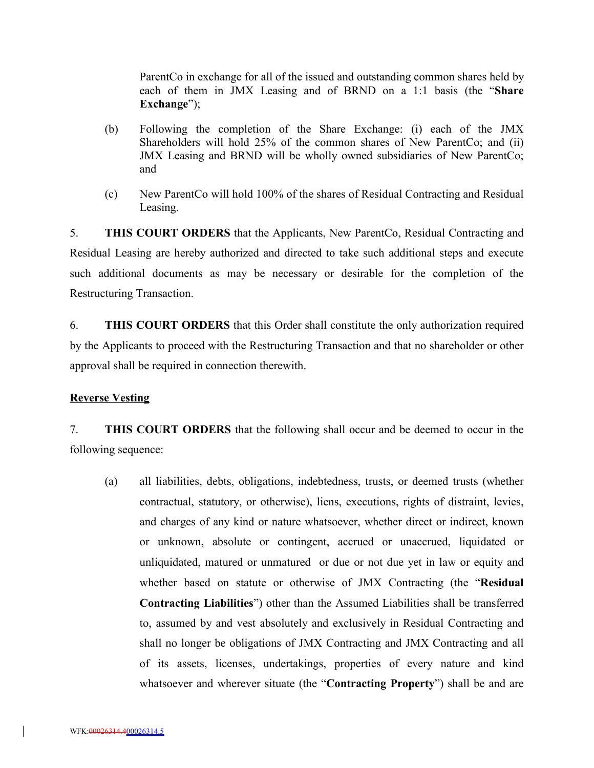ParentCo in exchange for all of the issued and outstanding common shares held by each of them in JMX Leasing and of BRND on a 1:1 basis (the "**Share Exchange**");

(b) Following the completion of the Share Exchange: (i) each of the JMX Shareholders will hold 25% of the common shares of New ParentCo; and (ii) JMX Leasing and BRND will be wholly owned subsidiaries of New ParentCo; and

(c) New ParentCo will hold 100% of the shares of Residual Contracting and Residual Leasing.

5. **THIS COURT ORDERS** that the Applicants, New ParentCo, Residual Contracting and Residual Leasing are hereby authorized and directed to take such additional steps and execute such additional documents as may be necessary or desirable for the completion of the Restructuring Transaction.

6. **THIS COURT ORDERS** that this Order shall constitute the only authorization required by the Applicants to proceed with the Restructuring Transaction and that no shareholder or other approval shall be required in connection therewith.

**Reverse Vesting**

7. **THIS COURT ORDERS** that the following shall occur and be deemed to occur in the following sequence:

(a) all liabilities, debts, obligations, indebtedness, trusts, or deemed trusts (whether contractual, statutory, or otherwise), liens, executions, rights of distraint, levies, and charges of any kind or nature whatsoever, whether direct or indirect, known or unknown, absolute or contingent, accrued or unaccrued, liquidated or unliquidated, matured or unmatured or due or not due yet in law or equity and whether based on statute or otherwise of JMX Contracting (the "**Residual Contracting Liabilities**") other than the Assumed Liabilities shall be transferred to, assumed by and vest absolutely and exclusively in Residual Contracting and shall no longer be obligations of JMX Contracting and JMX Contracting and all of its assets, licenses, undertakings, properties of every nature and kind whatsoever and wherever situate (the "**Contracting Property**") shall be and are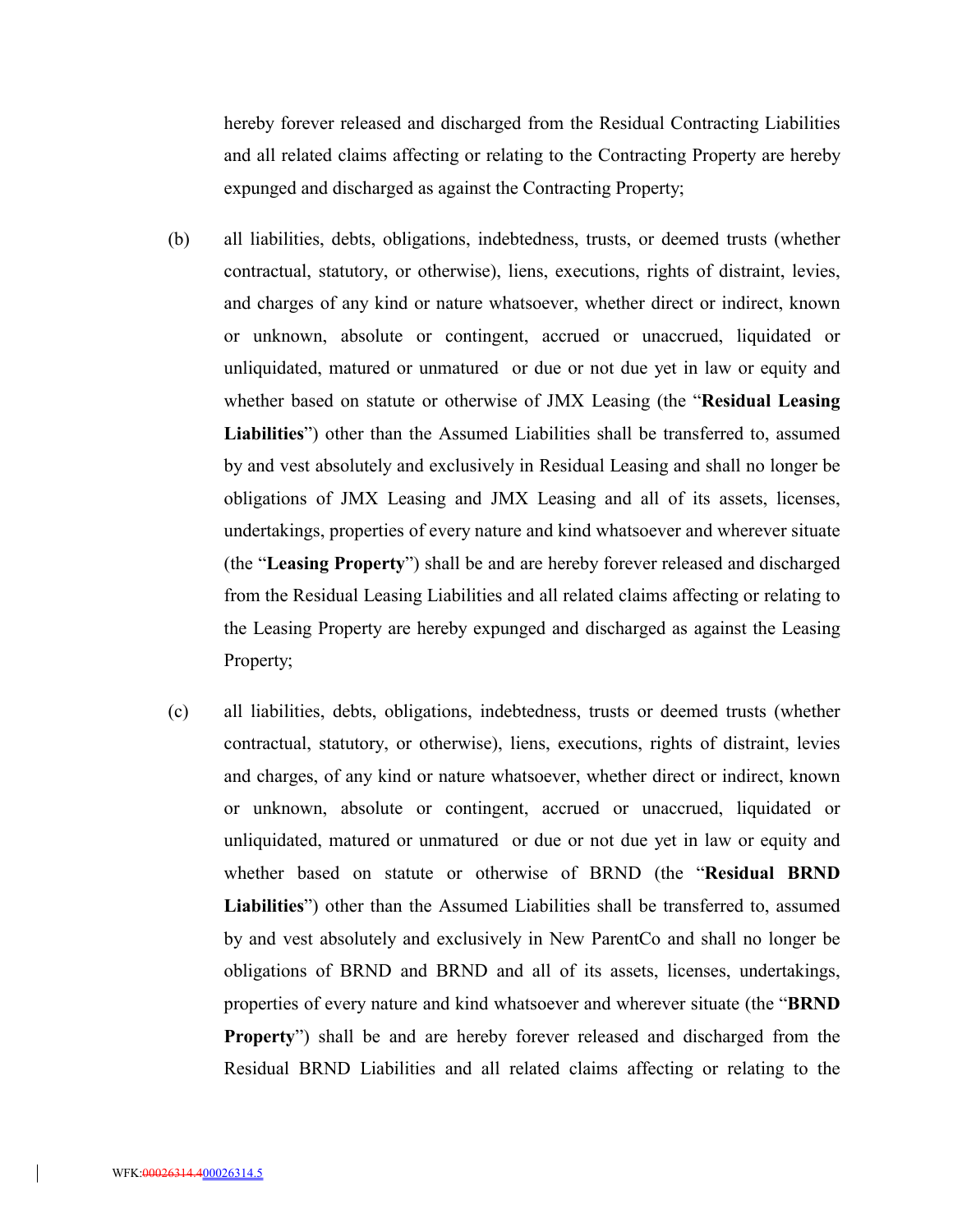hereby forever released and discharged from the Residual Contracting Liabilities and all related claims affecting or relating to the Contracting Property are hereby expunged and discharged as against the Contracting Property;

(b) all liabilities, debts, obligations, indebtedness, trusts, or deemed trusts (whether contractual, statutory, or otherwise), liens, executions, rights of distraint, levies, and charges of any kind or nature whatsoever, whether direct or indirect, known or unknown, absolute or contingent, accrued or unaccrued, liquidated or unliquidated, matured or unmatured or due or not due yet in law or equity and whether based on statute or otherwise of JMX Leasing (the "**Residual Leasing Liabilities**") other than the Assumed Liabilities shall be transferred to, assumed by and vest absolutely and exclusively in Residual Leasing and shall no longer be obligations of JMX Leasing and JMX Leasing and all of its assets, licenses, undertakings, properties of every nature and kind whatsoever and wherever situate (the "**Leasing Property**") shall be and are hereby forever released and discharged from the Residual Leasing Liabilities and all related claims affecting or relating to the Leasing Property are hereby expunged and discharged as against the Leasing Property;

(c) all liabilities, debts, obligations, indebtedness, trusts or deemed trusts (whether contractual, statutory, or otherwise), liens, executions, rights of distraint, levies and charges, of any kind or nature whatsoever, whether direct or indirect, known or unknown, absolute or contingent, accrued or unaccrued, liquidated or unliquidated, matured or unmatured or due or not due yet in law or equity and whether based on statute or otherwise of BRND (the "**Residual BRND Liabilities**") other than the Assumed Liabilities shall be transferred to, assumed by and vest absolutely and exclusively in New ParentCo and shall no longer be obligations of BRND and BRND and all of its assets, licenses, undertakings, properties of every nature and kind whatsoever and wherever situate (the "**BRND Property**") shall be and are hereby forever released and discharged from the Residual BRND Liabilities and all related claims affecting or relating to the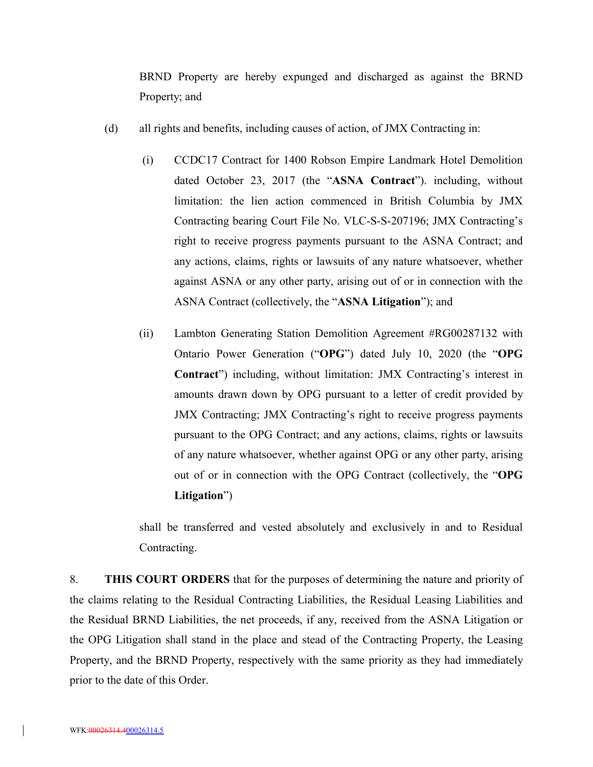BRND Property are hereby expunged and discharged as against the BRND Property; and

(d) all rights and benefits, including causes of action, of JMX Contracting in:

(i) CCDC17 Contract for 1400 Robson Empire Landmark Hotel Demolition dated October 23, 2017 (the "**ASNA Contract**"). including, without limitation: the lien action commenced in British Columbia by JMX Contracting bearing Court File No. VLC-S-S-207196; JMX Contracting's right to receive progress payments pursuant to the ASNA Contract; and any actions, claims, rights or lawsuits of any nature whatsoever, whether against ASNA or any other party, arising out of or in connection with the ASNA Contract (collectively, the "**ASNA Litigation**"); and

(ii) Lambton Generating Station Demolition Agreement #RG00287132 with Ontario Power Generation ("**OPG**") dated July 10, 2020 (the "**OPG Contract**") including, without limitation: JMX Contracting's interest in amounts drawn down by OPG pursuant to a letter of credit provided by JMX Contracting; JMX Contracting's right to receive progress payments pursuant to the OPG Contract; and any actions, claims, rights or lawsuits of any nature whatsoever, whether against OPG or any other party, arising out of or in connection with the OPG Contract (collectively, the "**OPG Litigation**")

shall be transferred and vested absolutely and exclusively in and to Residual Contracting.

8. **THIS COURT ORDERS** that for the purposes of determining the nature and priority of the claims relating to the Residual Contracting Liabilities, the Residual Leasing Liabilities and the Residual BRND Liabilities, the net proceeds, if any, received from the ASNA Litigation or the OPG Litigation shall stand in the place and stead of the Contracting Property, the Leasing Property, and the BRND Property, respectively with the same priority as they had immediately prior to the date of this Order.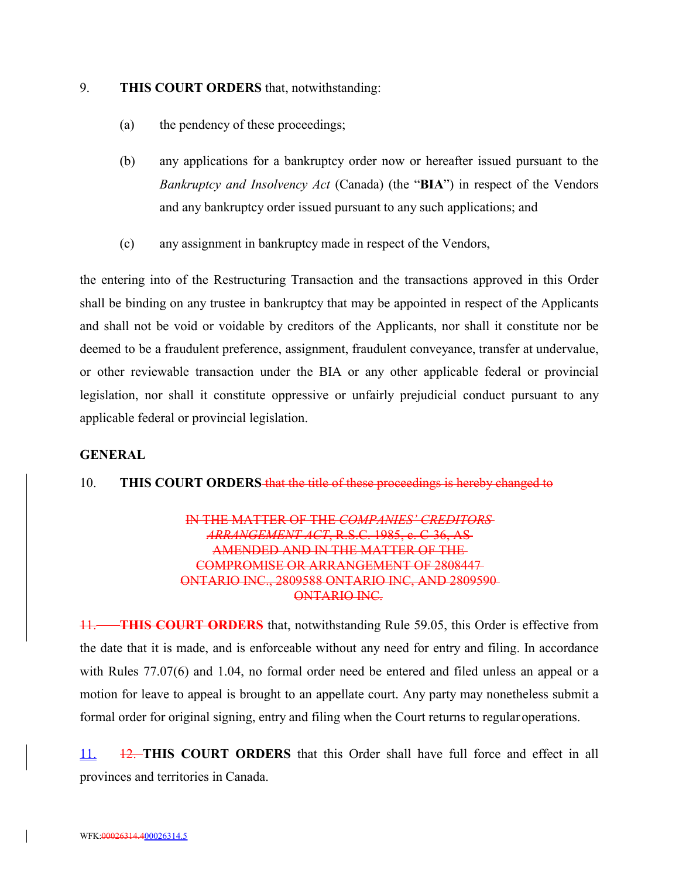9. **THIS COURT ORDERS** that, notwithstanding:

(a) the pendency of these proceedings;

(b) any applications for a bankruptcy order now or hereafter issued pursuant to the *Bankruptcy and Insolvency Act* (Canada) (the "**BIA**") in respect of the Vendors and any bankruptcy order issued pursuant to any such applications; and

(c) any assignment in bankruptcy made in respect of the Vendors,

the entering into of the Restructuring Transaction and the transactions approved in this Order shall be binding on any trustee in bankruptcy that may be appointed in respect of the Applicants and shall not be void or voidable by creditors of the Applicants, nor shall it constitute nor be deemed to be a fraudulent preference, assignment, fraudulent conveyance, transfer at undervalue, or other reviewable transaction under the BIA or any other applicable federal or provincial legislation, nor shall it constitute oppressive or unfairly prejudicial conduct pursuant to any applicable federal or provincial legislation.

**GENERAL**

10. **THIS COURT ORDERS** ~~that the title of these proceedings is hereby changed to~~

~~IN THE MATTER OF THE *COMPANIES' CREDITORS ARRANGEMENT ACT*, R.S.C. 1985, c. C-36, AS AMENDED AND IN THE MATTER OF THE COMPROMISE OR ARRANGEMENT OF 2808447 ONTARIO INC., 2809588 ONTARIO INC, AND 2809590 ONTARIO INC.~~

~~11. **THIS COURT ORDERS**~~ that, notwithstanding Rule 59.05, this Order is effective from the date that it is made, and is enforceable without any need for entry and filing. In accordance with Rules 77.07(6) and 1.04, no formal order need be entered and filed unless an appeal or a motion for leave to appeal is brought to an appellate court. Any party may nonetheless submit a formal order for original signing, entry and filing when the Court returns to regular operations.

11. ~~12.~~ **THIS COURT ORDERS** that this Order shall have full force and effect in all provinces and territories in Canada.

WFK:~~00026314.4~~00026314.5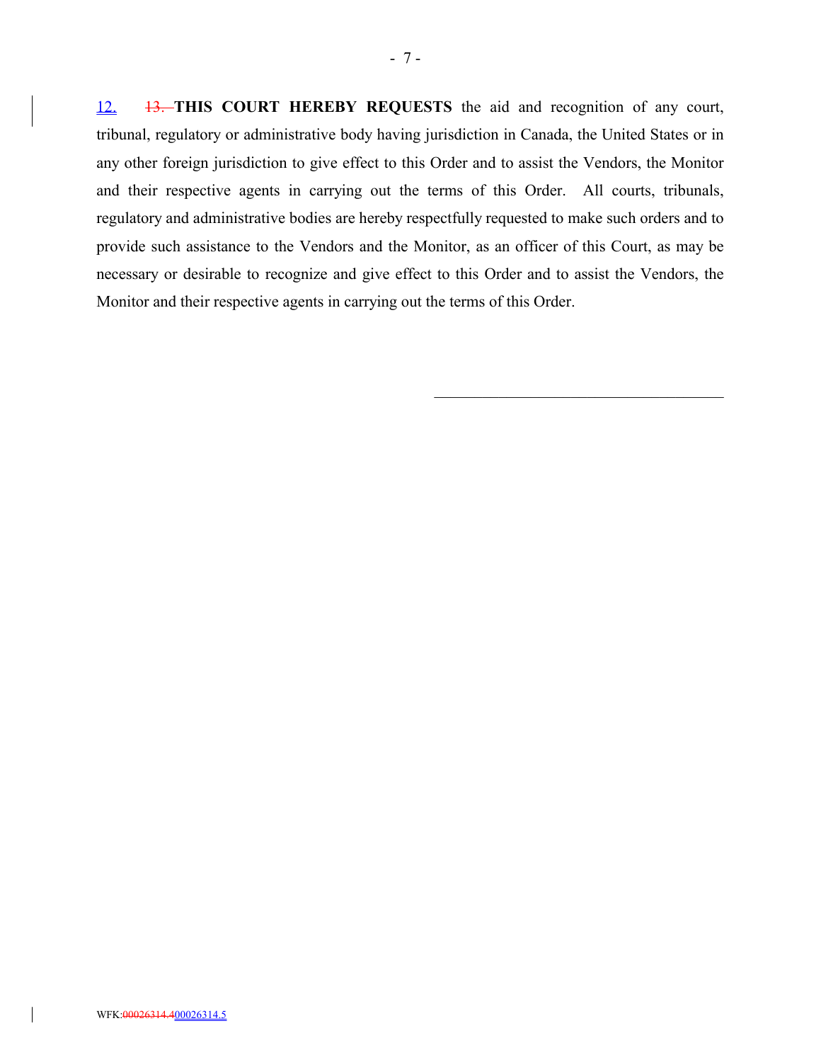12. ~~13.~~ **THIS COURT HEREBY REQUESTS** the aid and recognition of any court, tribunal, regulatory or administrative body having jurisdiction in Canada, the United States or in any other foreign jurisdiction to give effect to this Order and to assist the Vendors, the Monitor and their respective agents in carrying out the terms of this Order. All courts, tribunals, regulatory and administrative bodies are hereby respectfully requested to make such orders and to provide such assistance to the Vendors and the Monitor, as an officer of this Court, as may be necessary or desirable to recognize and give effect to this Order and to assist the Vendors, the Monitor and their respective agents in carrying out the terms of this Order.

\_\_\_\_\_\_\_\_\_\_\_\_\_\_\_\_\_\_\_\_\_\_\_\_\_\_\_\_\_\_\_\_\_\_\_\_\_\_\_

WFK:~~00026314.4~~00026314.5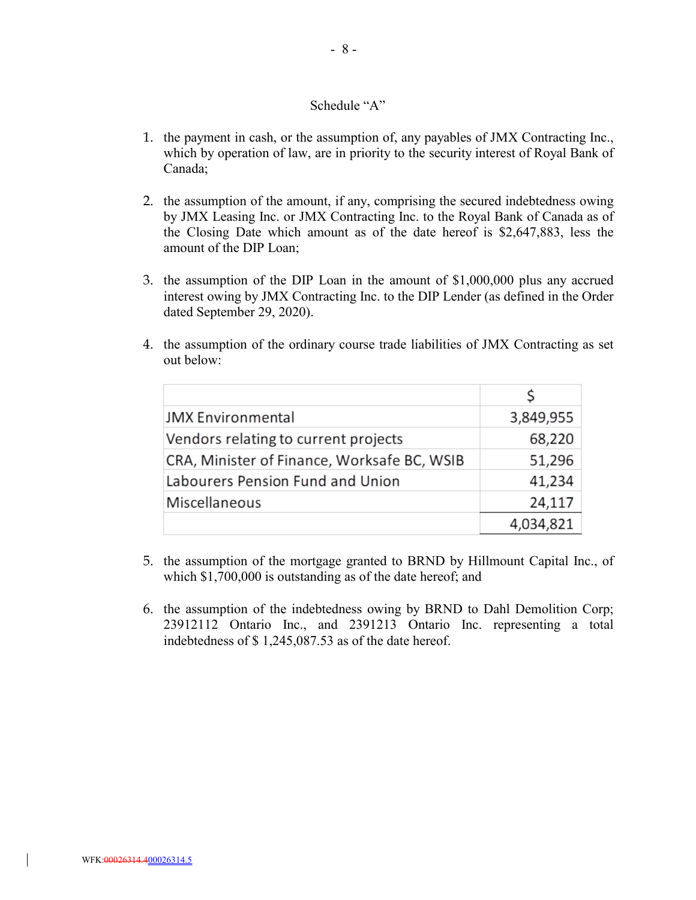Schedule "A"

1. the payment in cash, or the assumption of, any payables of JMX Contracting Inc., which by operation of law, are in priority to the security interest of Royal Bank of Canada;

2. the assumption of the amount, if any, comprising the secured indebtedness owing by JMX Leasing Inc. or JMX Contracting Inc. to the Royal Bank of Canada as of the Closing Date which amount as of the date hereof is $2,647,883, less the amount of the DIP Loan;

3. the assumption of the DIP Loan in the amount of $1,000,000 plus any accrued interest owing by JMX Contracting Inc. to the DIP Lender (as defined in the Order dated September 29, 2020).

4. the assumption of the ordinary course trade liabilities of JMX Contracting as set out below:

| | $ |
|---|---|
| JMX Environmental | 3,849,955 |
| Vendors relating to current projects | 68,220 |
| CRA, Minister of Finance, Worksafe BC, WSIB | 51,296 |
| Labourers Pension Fund and Union | 41,234 |
| Miscellaneous | 24,117 |
| | 4,034,821 |

5. the assumption of the mortgage granted to BRND by Hillmount Capital Inc., of which $1,700,000 is outstanding as of the date hereof; and

6. the assumption of the indebtedness owing by BRND to Dahl Demolition Corp; 23912112 Ontario Inc., and 2391213 Ontario Inc. representing a total indebtedness of $ 1,245,087.53 as of the date hereof.

WFK:~~00026314.4~~00026314.5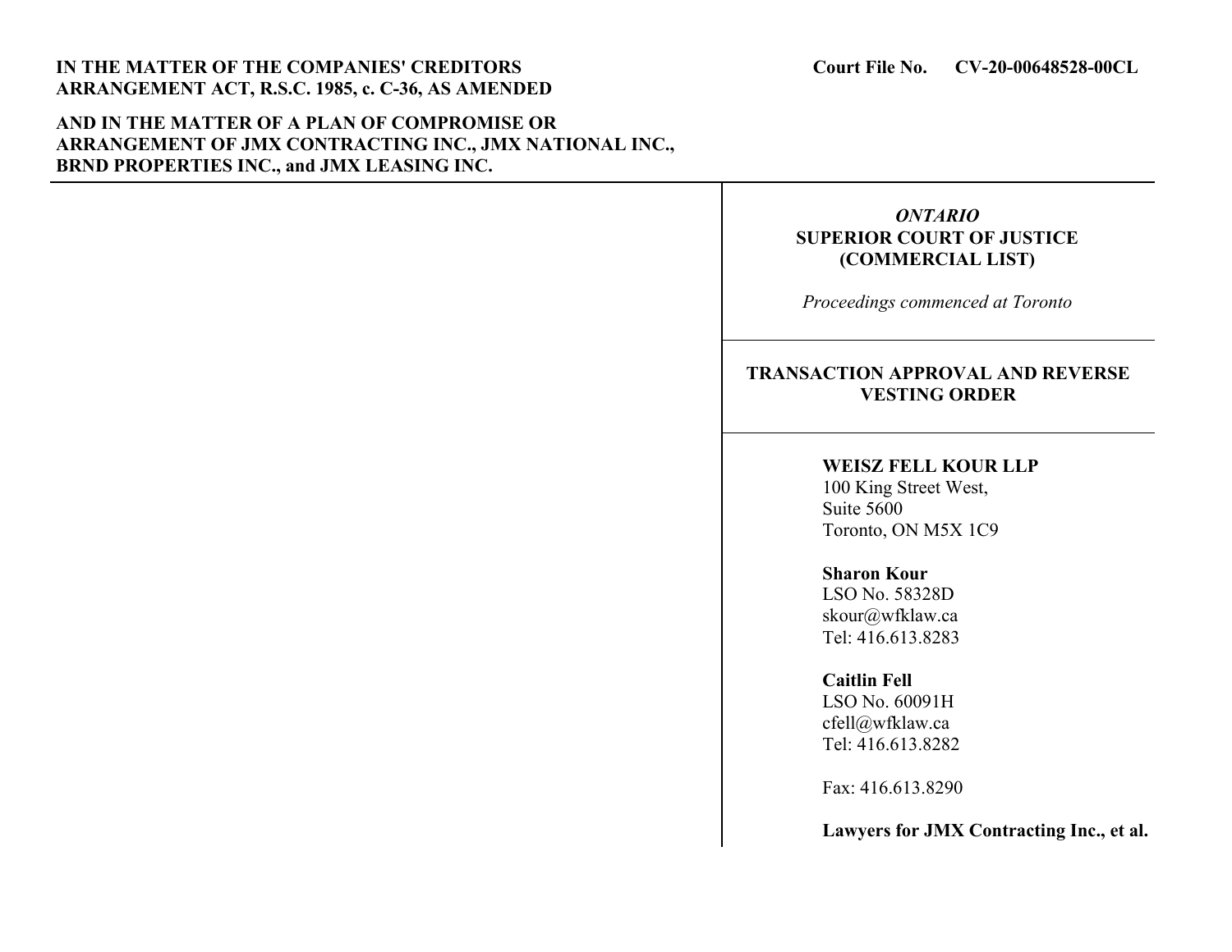**IN THE MATTER OF THE COMPANIES' CREDITORS ARRANGEMENT ACT, R.S.C. 1985, c. C-36, AS AMENDED**

**AND IN THE MATTER OF A PLAN OF COMPROMISE OR ARRANGEMENT OF JMX CONTRACTING INC., JMX NATIONAL INC., BRND PROPERTIES INC., and JMX LEASING INC.**

**Court File No. CV-20-00648528-00CL**

***ONTARIO***
**SUPERIOR COURT OF JUSTICE (COMMERCIAL LIST)**

*Proceedings commenced at Toronto*

**TRANSACTION APPROVAL AND REVERSE VESTING ORDER**

**WEISZ FELL KOUR LLP**
100 King Street West,
Suite 5600
Toronto, ON M5X 1C9

**Sharon Kour**
LSO No. 58328D
skour@wfklaw.ca
Tel: 416.613.8283

**Caitlin Fell**
LSO No. 60091H
cfell@wfklaw.ca
Tel: 416.613.8282

Fax: 416.613.8290

**Lawyers for JMX Contracting Inc., et al.**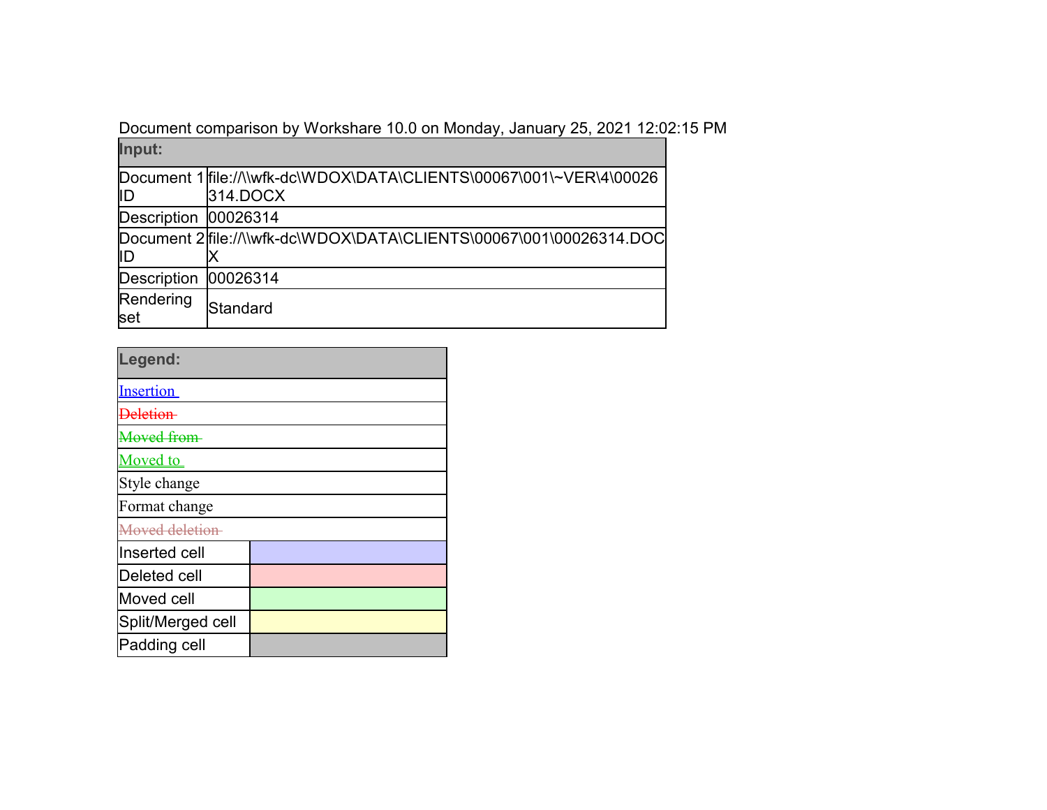Document comparison by Workshare 10.0 on Monday, January 25, 2021 12:02:15 PM

| Input: | |
|---|---|
| Document 1 ID | file://\\wfk-dc\WDOX\DATA\CLIENTS\00067\001\~VER\4\00026314.DOCX |
| Description | 00026314 |
| Document 2 ID | file://\\wfk-dc\WDOX\DATA\CLIENTS\00067\001\00026314.DOCX |
| Description | 00026314 |
| Rendering set | Standard |

| Legend: | |
|---|---|
| Insertion | |
| ~~Deletion~~ | |
| ~~Moved from~~ | |
| Moved to | |
| Style change | |
| Format change | |
| ~~Moved deletion~~ | |
| Inserted cell | |
| Deleted cell | |
| Moved cell | |
| Split/Merged cell | |
| Padding cell | |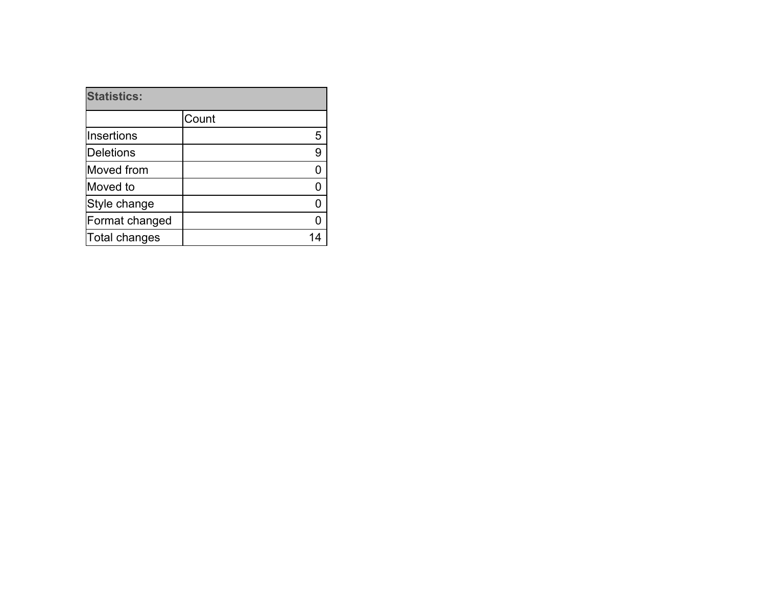| Statistics: | |
|---|---|
| | Count |
| Insertions | 5 |
| Deletions | 9 |
| Moved from | 0 |
| Moved to | 0 |
| Style change | 0 |
| Format changed | 0 |
| Total changes | 14 |